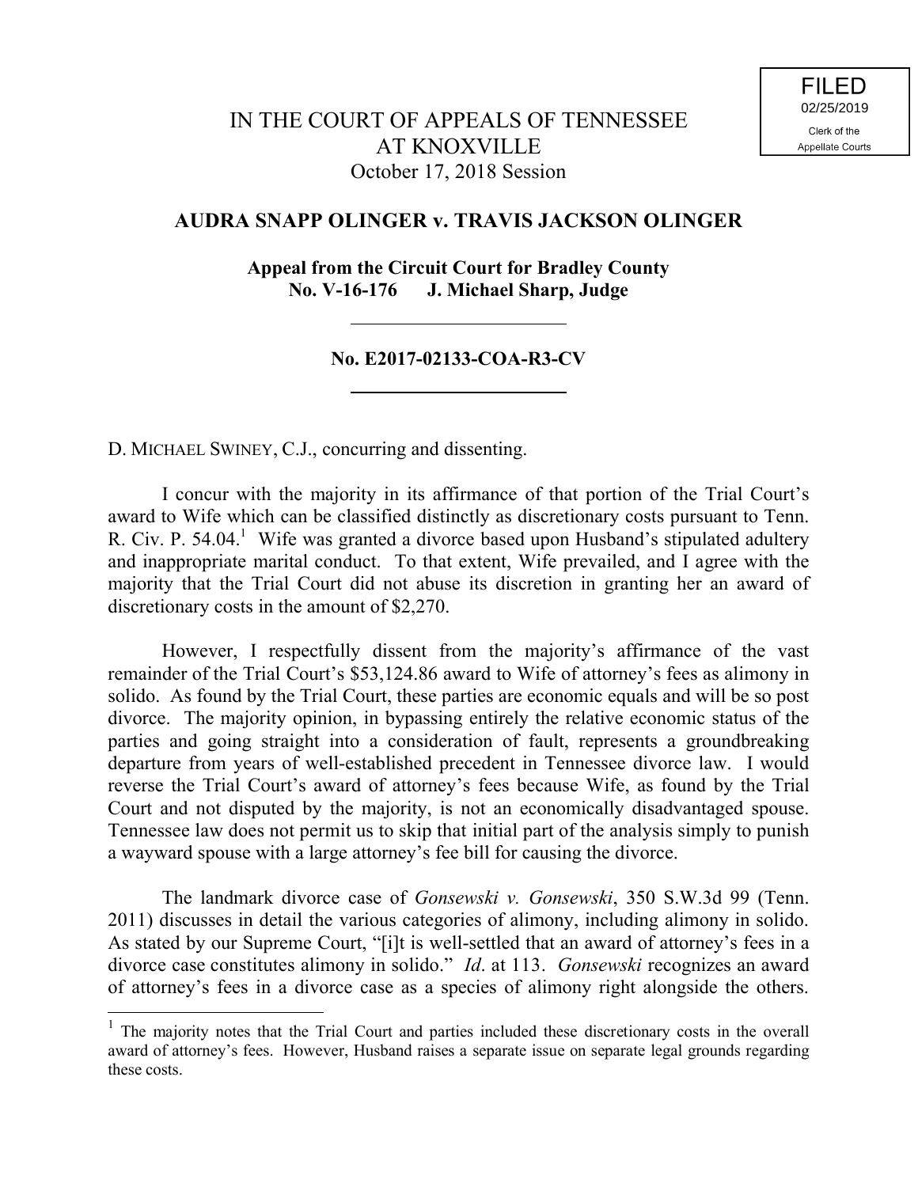FILED
02/25/2019
Clerk of the
Appellate Courts

# IN THE COURT OF APPEALS OF TENNESSEE AT KNOXVILLE

October 17, 2018 Session

## AUDRA SNAPP OLINGER v. TRAVIS JACKSON OLINGER

**Appeal from the Circuit Court for Bradley County**
**No. V-16-176 J. Michael Sharp, Judge**

---

**No. E2017-02133-COA-R3-CV**

---

D. MICHAEL SWINEY, C.J., concurring and dissenting.

I concur with the majority in its affirmance of that portion of the Trial Court's award to Wife which can be classified distinctly as discretionary costs pursuant to Tenn. R. Civ. P. 54.04.[1] Wife was granted a divorce based upon Husband's stipulated adultery and inappropriate marital conduct. To that extent, Wife prevailed, and I agree with the majority that the Trial Court did not abuse its discretion in granting her an award of discretionary costs in the amount of $2,270.

However, I respectfully dissent from the majority's affirmance of the vast remainder of the Trial Court's $53,124.86 award to Wife of attorney's fees as alimony in solido. As found by the Trial Court, these parties are economic equals and will be so post divorce. The majority opinion, in bypassing entirely the relative economic status of the parties and going straight into a consideration of fault, represents a groundbreaking departure from years of well-established precedent in Tennessee divorce law. I would reverse the Trial Court's award of attorney's fees because Wife, as found by the Trial Court and not disputed by the majority, is not an economically disadvantaged spouse. Tennessee law does not permit us to skip that initial part of the analysis simply to punish a wayward spouse with a large attorney's fee bill for causing the divorce.

The landmark divorce case of *Gonsewski v. Gonsewski*, 350 S.W.3d 99 (Tenn. 2011) discusses in detail the various categories of alimony, including alimony in solido. As stated by our Supreme Court, "[i]t is well-settled that an award of attorney's fees in a divorce case constitutes alimony in solido." *Id*. at 113. *Gonsewski* recognizes an award of attorney's fees in a divorce case as a species of alimony right alongside the others.

---

[1] The majority notes that the Trial Court and parties included these discretionary costs in the overall award of attorney's fees. However, Husband raises a separate issue on separate legal grounds regarding these costs.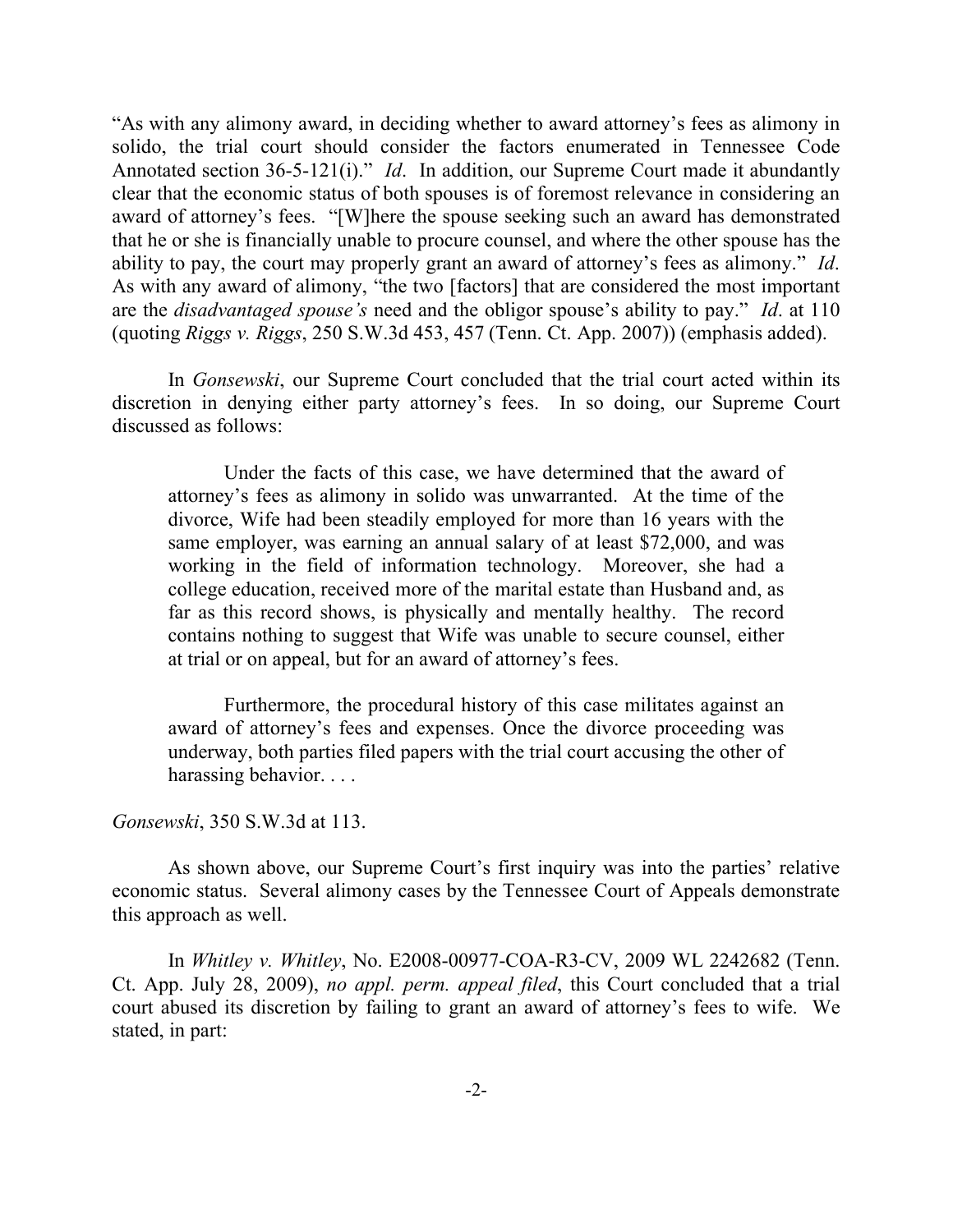"As with any alimony award, in deciding whether to award attorney's fees as alimony in solido, the trial court should consider the factors enumerated in Tennessee Code Annotated section 36-5-121(i)." *Id*. In addition, our Supreme Court made it abundantly clear that the economic status of both spouses is of foremost relevance in considering an award of attorney's fees. "[W]here the spouse seeking such an award has demonstrated that he or she is financially unable to procure counsel, and where the other spouse has the ability to pay, the court may properly grant an award of attorney's fees as alimony." *Id*. As with any award of alimony, "the two [factors] that are considered the most important are the *disadvantaged spouse's* need and the obligor spouse's ability to pay." *Id*. at 110 (quoting *Riggs v. Riggs*, 250 S.W.3d 453, 457 (Tenn. Ct. App. 2007)) (emphasis added).

In *Gonsewski*, our Supreme Court concluded that the trial court acted within its discretion in denying either party attorney's fees. In so doing, our Supreme Court discussed as follows:

> Under the facts of this case, we have determined that the award of attorney's fees as alimony in solido was unwarranted. At the time of the divorce, Wife had been steadily employed for more than 16 years with the same employer, was earning an annual salary of at least $72,000, and was working in the field of information technology. Moreover, she had a college education, received more of the marital estate than Husband and, as far as this record shows, is physically and mentally healthy. The record contains nothing to suggest that Wife was unable to secure counsel, either at trial or on appeal, but for an award of attorney's fees.
>
> Furthermore, the procedural history of this case militates against an award of attorney's fees and expenses. Once the divorce proceeding was underway, both parties filed papers with the trial court accusing the other of harassing behavior. . . .

*Gonsewski*, 350 S.W.3d at 113.

As shown above, our Supreme Court's first inquiry was into the parties' relative economic status. Several alimony cases by the Tennessee Court of Appeals demonstrate this approach as well.

In *Whitley v. Whitley*, No. E2008-00977-COA-R3-CV, 2009 WL 2242682 (Tenn. Ct. App. July 28, 2009), *no appl. perm. appeal filed*, this Court concluded that a trial court abused its discretion by failing to grant an award of attorney's fees to wife. We stated, in part: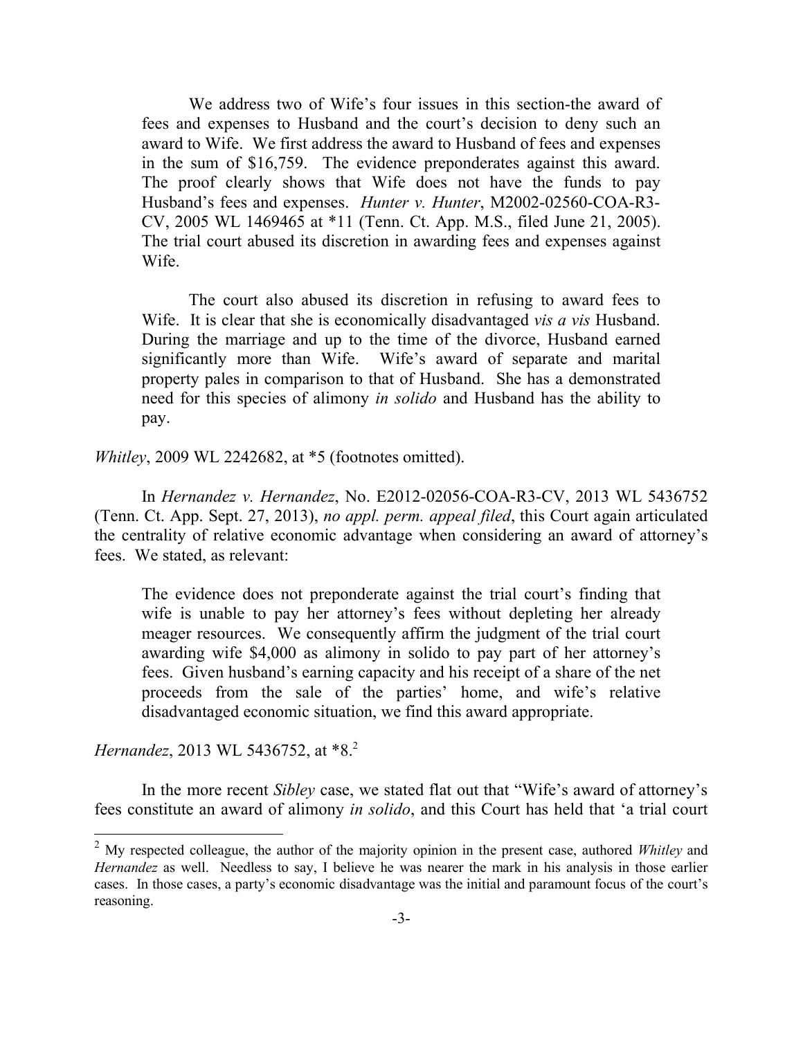> We address two of Wife's four issues in this section-the award of fees and expenses to Husband and the court's decision to deny such an award to Wife. We first address the award to Husband of fees and expenses in the sum of $16,759. The evidence preponderates against this award. The proof clearly shows that Wife does not have the funds to pay Husband's fees and expenses. *Hunter v. Hunter*, M2002-02560-COA-R3-CV, 2005 WL 1469465 at *11 (Tenn. Ct. App. M.S., filed June 21, 2005). The trial court abused its discretion in awarding fees and expenses against Wife.
>
> The court also abused its discretion in refusing to award fees to Wife. It is clear that she is economically disadvantaged *vis a vis* Husband. During the marriage and up to the time of the divorce, Husband earned significantly more than Wife. Wife's award of separate and marital property pales in comparison to that of Husband. She has a demonstrated need for this species of alimony *in solido* and Husband has the ability to pay.

*Whitley*, 2009 WL 2242682, at *5 (footnotes omitted).

In *Hernandez v. Hernandez*, No. E2012-02056-COA-R3-CV, 2013 WL 5436752 (Tenn. Ct. App. Sept. 27, 2013), *no appl. perm. appeal filed*, this Court again articulated the centrality of relative economic advantage when considering an award of attorney's fees. We stated, as relevant:

> The evidence does not preponderate against the trial court's finding that wife is unable to pay her attorney's fees without depleting her already meager resources. We consequently affirm the judgment of the trial court awarding wife $4,000 as alimony in solido to pay part of her attorney's fees. Given husband's earning capacity and his receipt of a share of the net proceeds from the sale of the parties' home, and wife's relative disadvantaged economic situation, we find this award appropriate.

*Hernandez*, 2013 WL 5436752, at *8.[2]

In the more recent *Sibley* case, we stated flat out that "Wife's award of attorney's fees constitute an award of alimony *in solido*, and this Court has held that 'a trial court

[2] My respected colleague, the author of the majority opinion in the present case, authored *Whitley* and *Hernandez* as well. Needless to say, I believe he was nearer the mark in his analysis in those earlier cases. In those cases, a party's economic disadvantage was the initial and paramount focus of the court's reasoning.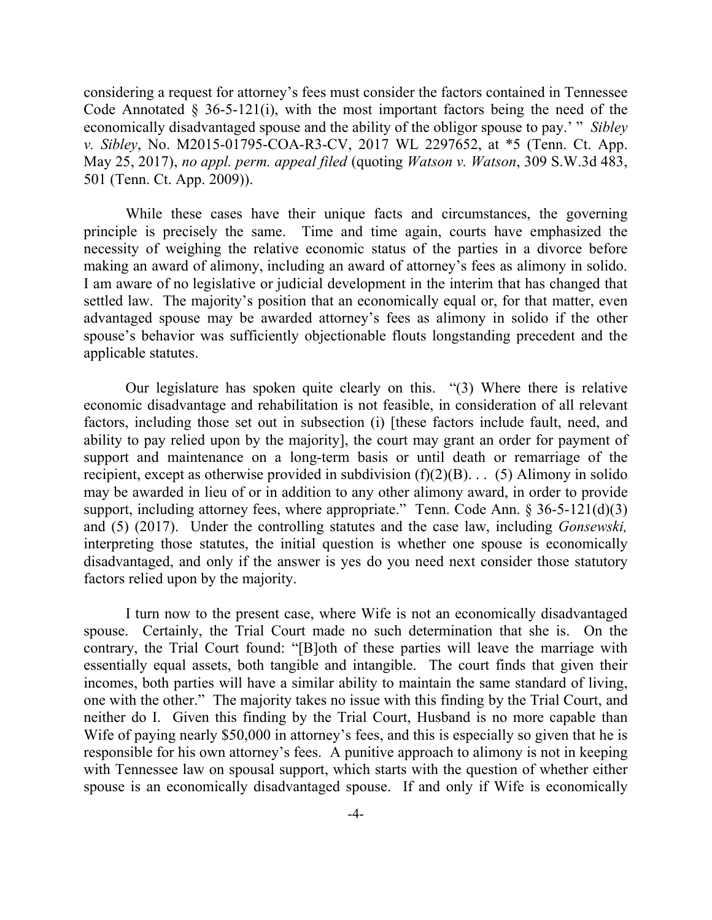considering a request for attorney's fees must consider the factors contained in Tennessee Code Annotated § 36-5-121(i), with the most important factors being the need of the economically disadvantaged spouse and the ability of the obligor spouse to pay.' " *Sibley v. Sibley*, No. M2015-01795-COA-R3-CV, 2017 WL 2297652, at *5 (Tenn. Ct. App. May 25, 2017), *no appl. perm. appeal filed* (quoting *Watson v. Watson*, 309 S.W.3d 483, 501 (Tenn. Ct. App. 2009)).

While these cases have their unique facts and circumstances, the governing principle is precisely the same. Time and time again, courts have emphasized the necessity of weighing the relative economic status of the parties in a divorce before making an award of alimony, including an award of attorney's fees as alimony in solido. I am aware of no legislative or judicial development in the interim that has changed that settled law. The majority's position that an economically equal or, for that matter, even advantaged spouse may be awarded attorney's fees as alimony in solido if the other spouse's behavior was sufficiently objectionable flouts longstanding precedent and the applicable statutes.

Our legislature has spoken quite clearly on this. "(3) Where there is relative economic disadvantage and rehabilitation is not feasible, in consideration of all relevant factors, including those set out in subsection (i) [these factors include fault, need, and ability to pay relied upon by the majority], the court may grant an order for payment of support and maintenance on a long-term basis or until death or remarriage of the recipient, except as otherwise provided in subdivision (f)(2)(B). . . (5) Alimony in solido may be awarded in lieu of or in addition to any other alimony award, in order to provide support, including attorney fees, where appropriate." Tenn. Code Ann. § 36-5-121(d)(3) and (5) (2017). Under the controlling statutes and the case law, including *Gonsewski,* interpreting those statutes, the initial question is whether one spouse is economically disadvantaged, and only if the answer is yes do you need next consider those statutory factors relied upon by the majority.

I turn now to the present case, where Wife is not an economically disadvantaged spouse. Certainly, the Trial Court made no such determination that she is. On the contrary, the Trial Court found: "[B]oth of these parties will leave the marriage with essentially equal assets, both tangible and intangible. The court finds that given their incomes, both parties will have a similar ability to maintain the same standard of living, one with the other." The majority takes no issue with this finding by the Trial Court, and neither do I. Given this finding by the Trial Court, Husband is no more capable than Wife of paying nearly $50,000 in attorney's fees, and this is especially so given that he is responsible for his own attorney's fees. A punitive approach to alimony is not in keeping with Tennessee law on spousal support, which starts with the question of whether either spouse is an economically disadvantaged spouse. If and only if Wife is economically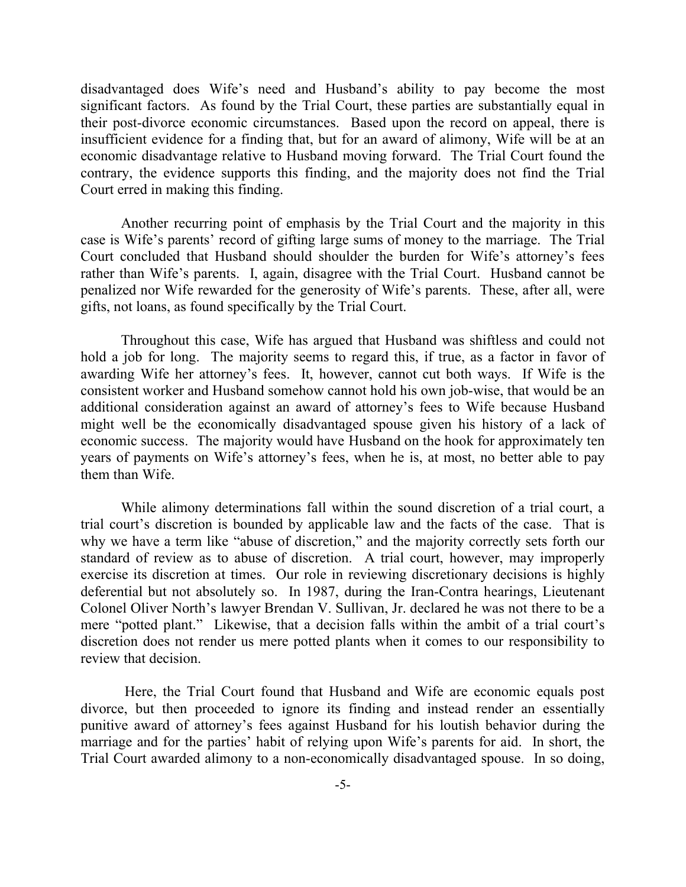disadvantaged does Wife's need and Husband's ability to pay become the most significant factors. As found by the Trial Court, these parties are substantially equal in their post-divorce economic circumstances. Based upon the record on appeal, there is insufficient evidence for a finding that, but for an award of alimony, Wife will be at an economic disadvantage relative to Husband moving forward. The Trial Court found the contrary, the evidence supports this finding, and the majority does not find the Trial Court erred in making this finding.

Another recurring point of emphasis by the Trial Court and the majority in this case is Wife's parents' record of gifting large sums of money to the marriage. The Trial Court concluded that Husband should shoulder the burden for Wife's attorney's fees rather than Wife's parents. I, again, disagree with the Trial Court. Husband cannot be penalized nor Wife rewarded for the generosity of Wife's parents. These, after all, were gifts, not loans, as found specifically by the Trial Court.

Throughout this case, Wife has argued that Husband was shiftless and could not hold a job for long. The majority seems to regard this, if true, as a factor in favor of awarding Wife her attorney's fees. It, however, cannot cut both ways. If Wife is the consistent worker and Husband somehow cannot hold his own job-wise, that would be an additional consideration against an award of attorney's fees to Wife because Husband might well be the economically disadvantaged spouse given his history of a lack of economic success. The majority would have Husband on the hook for approximately ten years of payments on Wife's attorney's fees, when he is, at most, no better able to pay them than Wife.

While alimony determinations fall within the sound discretion of a trial court, a trial court's discretion is bounded by applicable law and the facts of the case. That is why we have a term like "abuse of discretion," and the majority correctly sets forth our standard of review as to abuse of discretion. A trial court, however, may improperly exercise its discretion at times. Our role in reviewing discretionary decisions is highly deferential but not absolutely so. In 1987, during the Iran-Contra hearings, Lieutenant Colonel Oliver North's lawyer Brendan V. Sullivan, Jr. declared he was not there to be a mere "potted plant." Likewise, that a decision falls within the ambit of a trial court's discretion does not render us mere potted plants when it comes to our responsibility to review that decision.

Here, the Trial Court found that Husband and Wife are economic equals post divorce, but then proceeded to ignore its finding and instead render an essentially punitive award of attorney's fees against Husband for his loutish behavior during the marriage and for the parties' habit of relying upon Wife's parents for aid. In short, the Trial Court awarded alimony to a non-economically disadvantaged spouse. In so doing,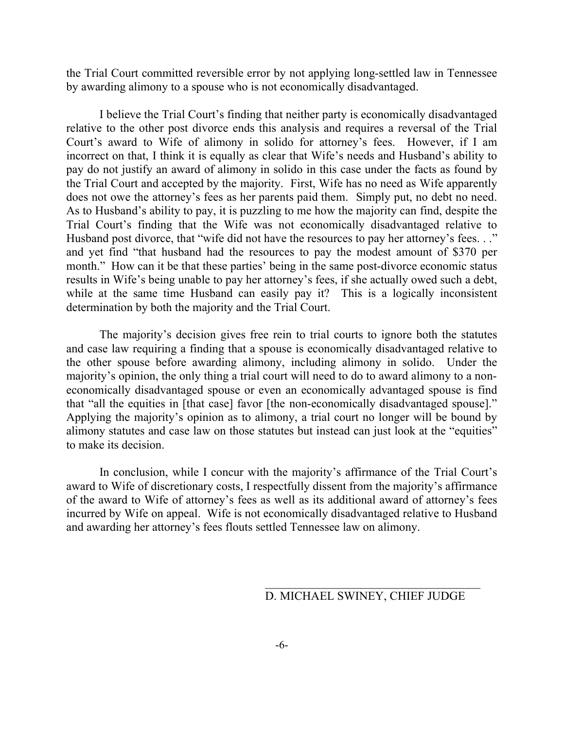the Trial Court committed reversible error by not applying long-settled law in Tennessee by awarding alimony to a spouse who is not economically disadvantaged.

I believe the Trial Court's finding that neither party is economically disadvantaged relative to the other post divorce ends this analysis and requires a reversal of the Trial Court's award to Wife of alimony in solido for attorney's fees. However, if I am incorrect on that, I think it is equally as clear that Wife's needs and Husband's ability to pay do not justify an award of alimony in solido in this case under the facts as found by the Trial Court and accepted by the majority. First, Wife has no need as Wife apparently does not owe the attorney's fees as her parents paid them. Simply put, no debt no need. As to Husband's ability to pay, it is puzzling to me how the majority can find, despite the Trial Court's finding that the Wife was not economically disadvantaged relative to Husband post divorce, that "wife did not have the resources to pay her attorney's fees. . ." and yet find "that husband had the resources to pay the modest amount of $370 per month." How can it be that these parties' being in the same post-divorce economic status results in Wife's being unable to pay her attorney's fees, if she actually owed such a debt, while at the same time Husband can easily pay it? This is a logically inconsistent determination by both the majority and the Trial Court.

The majority's decision gives free rein to trial courts to ignore both the statutes and case law requiring a finding that a spouse is economically disadvantaged relative to the other spouse before awarding alimony, including alimony in solido. Under the majority's opinion, the only thing a trial court will need to do to award alimony to a non-economically disadvantaged spouse or even an economically advantaged spouse is find that "all the equities in [that case] favor [the non-economically disadvantaged spouse]." Applying the majority's opinion as to alimony, a trial court no longer will be bound by alimony statutes and case law on those statutes but instead can just look at the "equities" to make its decision.

In conclusion, while I concur with the majority's affirmance of the Trial Court's award to Wife of discretionary costs, I respectfully dissent from the majority's affirmance of the award to Wife of attorney's fees as well as its additional award of attorney's fees incurred by Wife on appeal. Wife is not economically disadvantaged relative to Husband and awarding her attorney's fees flouts settled Tennessee law on alimony.

\_\_\_\_\_\_\_\_\_\_\_\_\_\_\_\_\_\_\_\_\_\_\_\_\_\_\_\_\_\_\_\_\_\_\_\_\_\_

D. MICHAEL SWINEY, CHIEF JUDGE